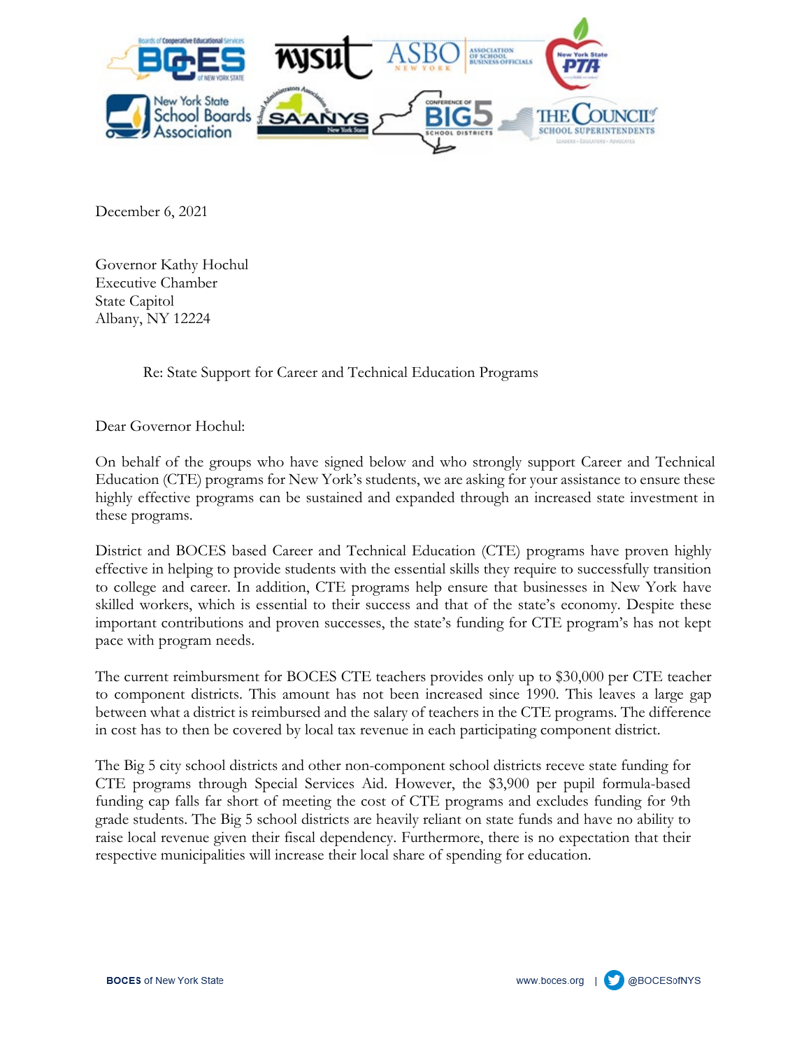December 6, 2021

Governor Kathy Hochul
Executive Chamber
State Capitol
Albany, NY 12224

Re: State Support for Career and Technical Education Programs

Dear Governor Hochul:

On behalf of the groups who have signed below and who strongly support Career and Technical Education (CTE) programs for New York's students, we are asking for your assistance to ensure these highly effective programs can be sustained and expanded through an increased state investment in these programs.

District and BOCES based Career and Technical Education (CTE) programs have proven highly effective in helping to provide students with the essential skills they require to successfully transition to college and career. In addition, CTE programs help ensure that businesses in New York have skilled workers, which is essential to their success and that of the state's economy. Despite these important contributions and proven successes, the state's funding for CTE program's has not kept pace with program needs.

The current reimbursment for BOCES CTE teachers provides only up to $30,000 per CTE teacher to component districts. This amount has not been increased since 1990. This leaves a large gap between what a district is reimbursed and the salary of teachers in the CTE programs. The difference in cost has to then be covered by local tax revenue in each participating component district.

The Big 5 city school districts and other non-component school districts receve state funding for CTE programs through Special Services Aid. However, the $3,900 per pupil formula-based funding cap falls far short of meeting the cost of CTE programs and excludes funding for 9th grade students. The Big 5 school districts are heavily reliant on state funds and have no ability to raise local revenue given their fiscal dependency. Furthermore, there is no expectation that their respective municipalities will increase their local share of spending for education.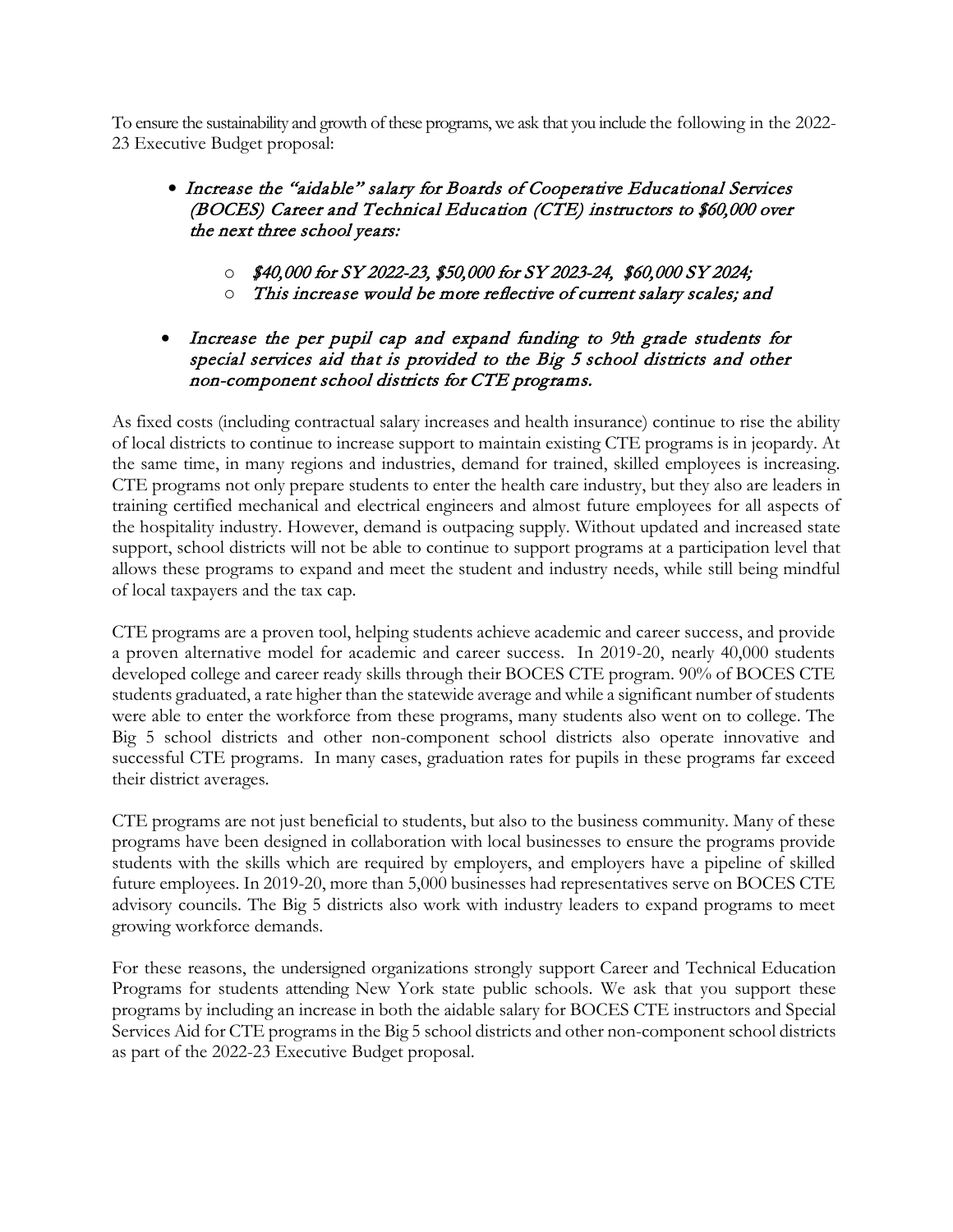To ensure the sustainability and growth of these programs, we ask that you include the following in the 2022-23 Executive Budget proposal:

- *Increase the "aidable" salary for Boards of Cooperative Educational Services (BOCES) Career and Technical Education (CTE) instructors to $60,000 over the next three school years:*
  - *$40,000 for SY 2022-23, $50,000 for SY 2023-24, $60,000 SY 2024;*
  - *This increase would be more reflective of current salary scales; and*
- *Increase the per pupil cap and expand funding to 9th grade students for special services aid that is provided to the Big 5 school districts and other non-component school districts for CTE programs.*

As fixed costs (including contractual salary increases and health insurance) continue to rise the ability of local districts to continue to increase support to maintain existing CTE programs is in jeopardy. At the same time, in many regions and industries, demand for trained, skilled employees is increasing. CTE programs not only prepare students to enter the health care industry, but they also are leaders in training certified mechanical and electrical engineers and almost future employees for all aspects of the hospitality industry. However, demand is outpacing supply. Without updated and increased state support, school districts will not be able to continue to support programs at a participation level that allows these programs to expand and meet the student and industry needs, while still being mindful of local taxpayers and the tax cap.

CTE programs are a proven tool, helping students achieve academic and career success, and provide a proven alternative model for academic and career success. In 2019-20, nearly 40,000 students developed college and career ready skills through their BOCES CTE program. 90% of BOCES CTE students graduated, a rate higher than the statewide average and while a significant number of students were able to enter the workforce from these programs, many students also went on to college. The Big 5 school districts and other non-component school districts also operate innovative and successful CTE programs. In many cases, graduation rates for pupils in these programs far exceed their district averages.

CTE programs are not just beneficial to students, but also to the business community. Many of these programs have been designed in collaboration with local businesses to ensure the programs provide students with the skills which are required by employers, and employers have a pipeline of skilled future employees. In 2019-20, more than 5,000 businesses had representatives serve on BOCES CTE advisory councils. The Big 5 districts also work with industry leaders to expand programs to meet growing workforce demands.

For these reasons, the undersigned organizations strongly support Career and Technical Education Programs for students attending New York state public schools. We ask that you support these programs by including an increase in both the aidable salary for BOCES CTE instructors and Special Services Aid for CTE programs in the Big 5 school districts and other non-component school districts as part of the 2022-23 Executive Budget proposal.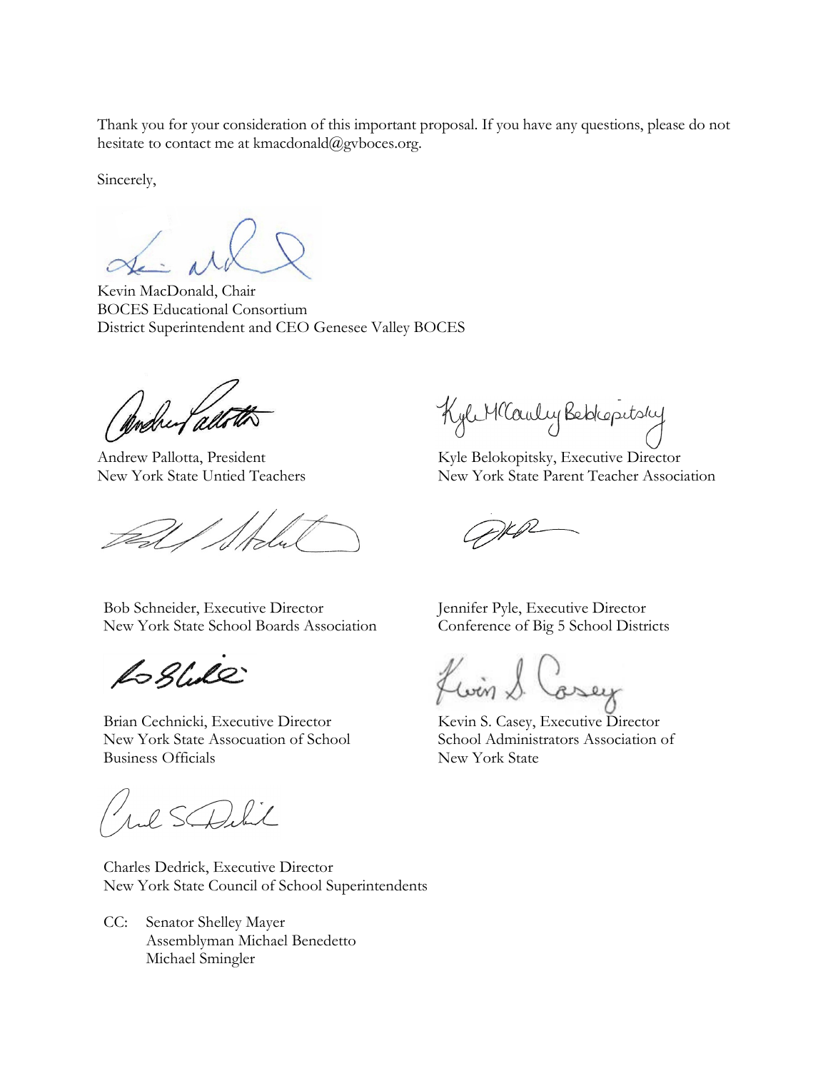Thank you for your consideration of this important proposal. If you have any questions, please do not hesitate to contact me at kmacdonald@gvboces.org.

Sincerely,

Kevin MacDonald, Chair
BOCES Educational Consortium
District Superintendent and CEO Genesee Valley BOCES

Andrew Pallotta, President
New York State Untied Teachers

Kyle Belokopitsky, Executive Director
New York State Parent Teacher Association

Bob Schneider, Executive Director
New York State School Boards Association

Jennifer Pyle, Executive Director
Conference of Big 5 School Districts

Brian Cechnicki, Executive Director
New York State Assocation of School Business Officials

Kevin S. Casey, Executive Director
School Administrators Association of New York State

Charles Dedrick, Executive Director
New York State Council of School Superintendents

CC: Senator Shelley Mayer
Assemblyman Michael Benedetto
Michael Smingler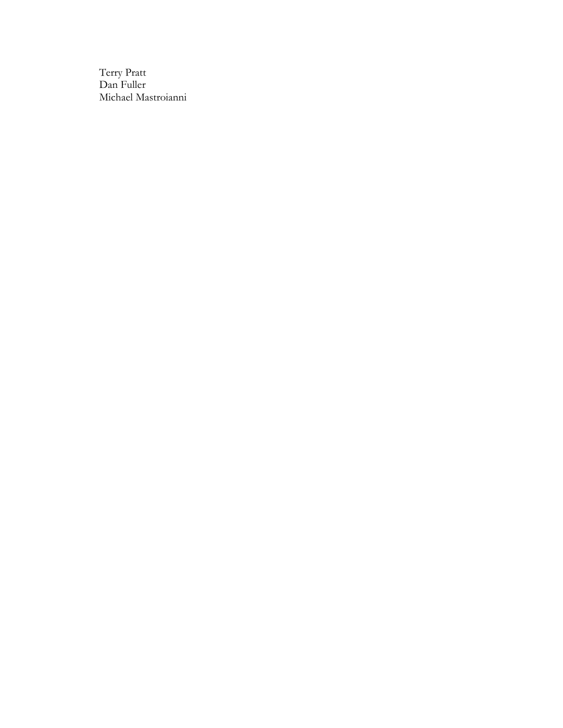Terry Pratt
Dan Fuller
Michael Mastroianni